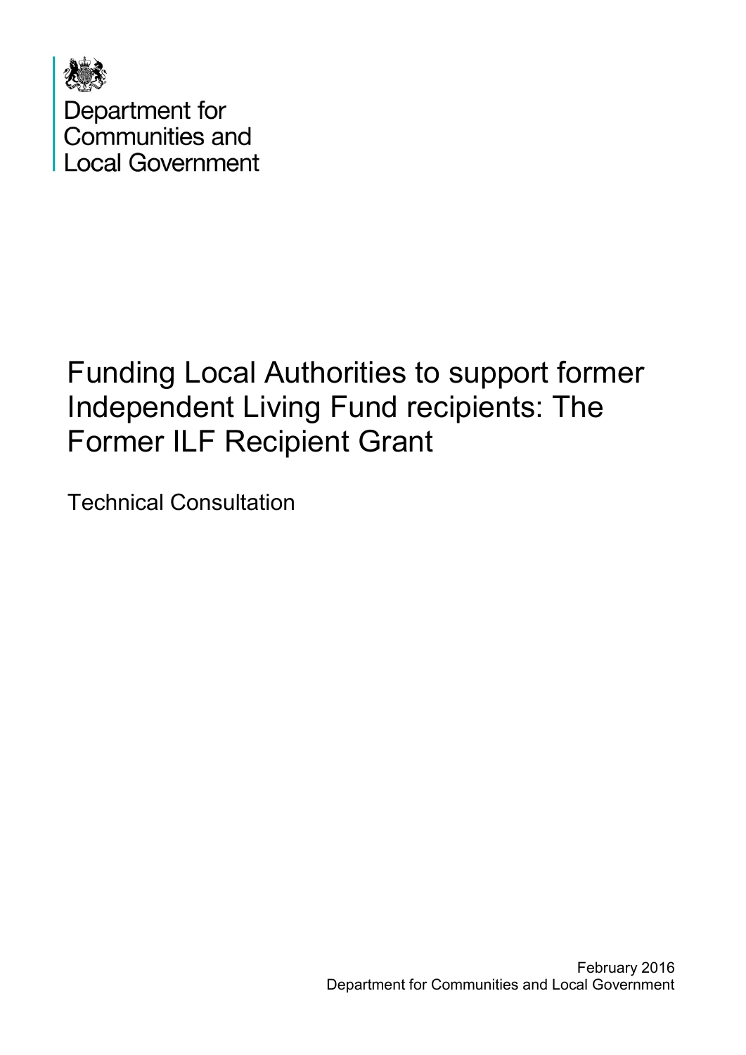Department for
Communities and
Local Government

# Funding Local Authorities to support former Independent Living Fund recipients: The Former ILF Recipient Grant

Technical Consultation

February 2016
Department for Communities and Local Government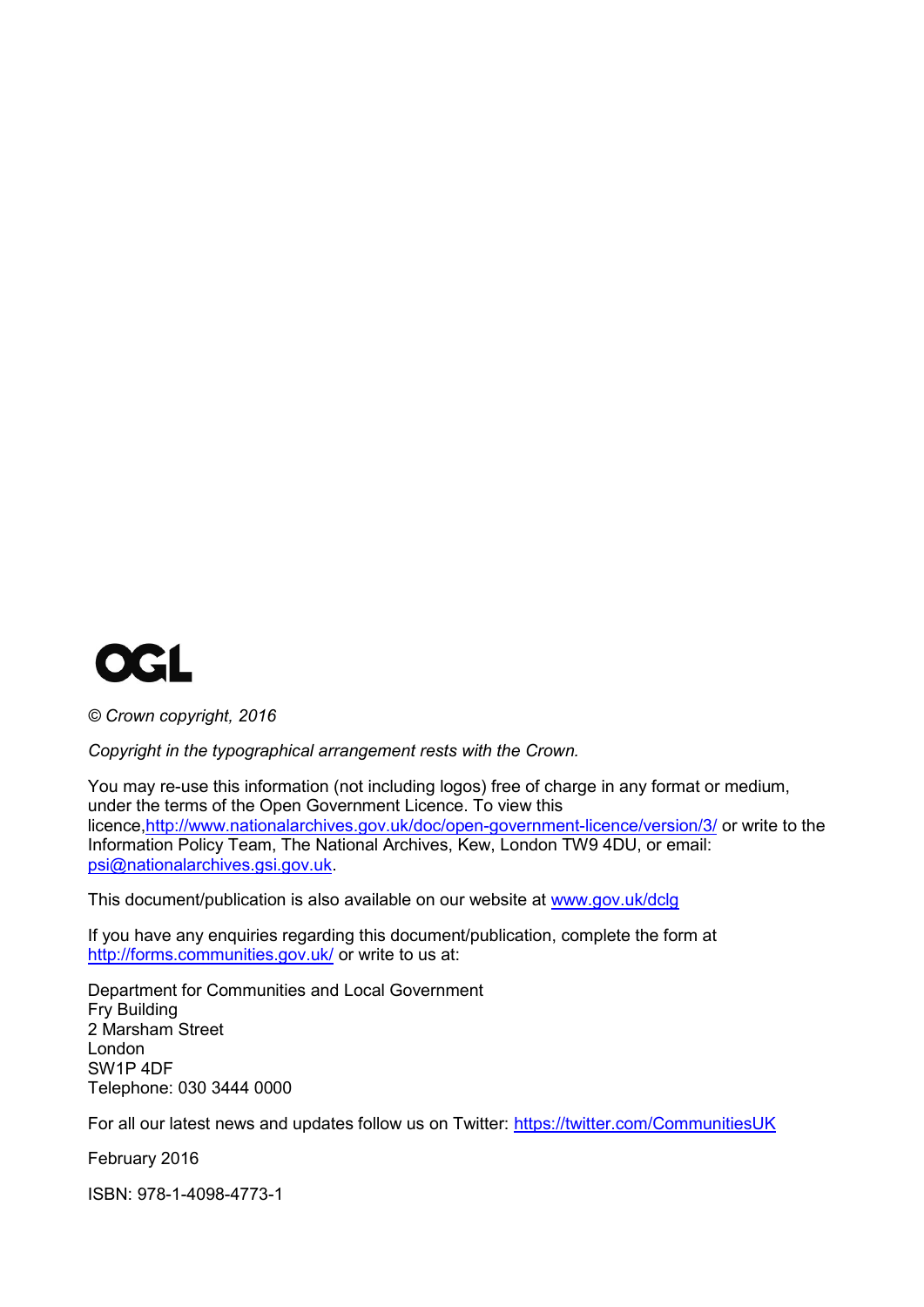OGL

*© Crown copyright, 2016*

*Copyright in the typographical arrangement rests with the Crown.*

You may re-use this information (not including logos) free of charge in any format or medium, under the terms of the Open Government Licence. To view this licence,http://www.nationalarchives.gov.uk/doc/open-government-licence/version/3/ or write to the Information Policy Team, The National Archives, Kew, London TW9 4DU, or email: psi@nationalarchives.gsi.gov.uk.

This document/publication is also available on our website at www.gov.uk/dclg

If you have any enquiries regarding this document/publication, complete the form at http://forms.communities.gov.uk/ or write to us at:

Department for Communities and Local Government
Fry Building
2 Marsham Street
London
SW1P 4DF
Telephone: 030 3444 0000

For all our latest news and updates follow us on Twitter: https://twitter.com/CommunitiesUK

February 2016

ISBN: 978-1-4098-4773-1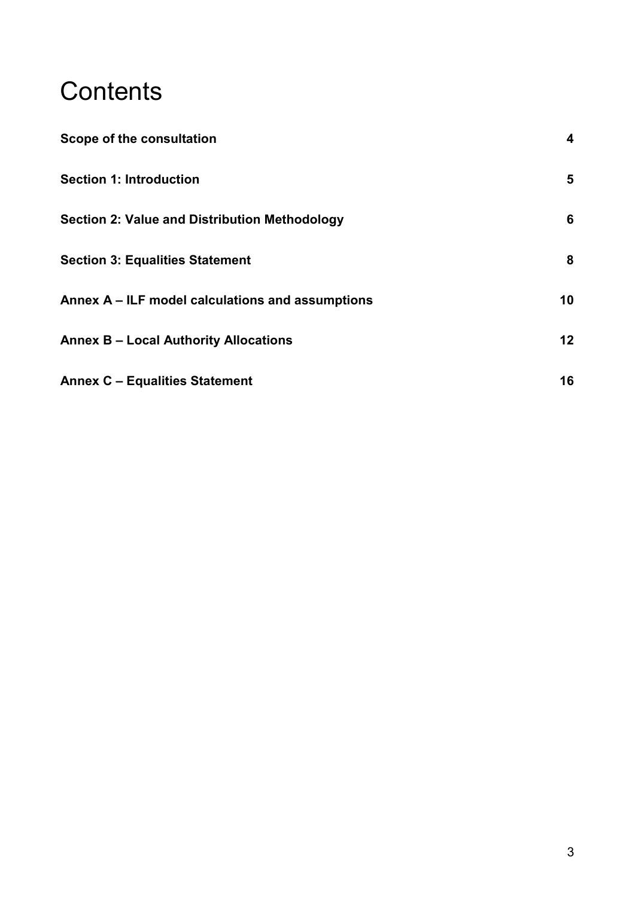# Contents

| | |
|---|---|
| **Scope of the consultation** | **4** |
| **Section 1: Introduction** | **5** |
| **Section 2: Value and Distribution Methodology** | **6** |
| **Section 3: Equalities Statement** | **8** |
| **Annex A – ILF model calculations and assumptions** | **10** |
| **Annex B – Local Authority Allocations** | **12** |
| **Annex C – Equalities Statement** | **16** |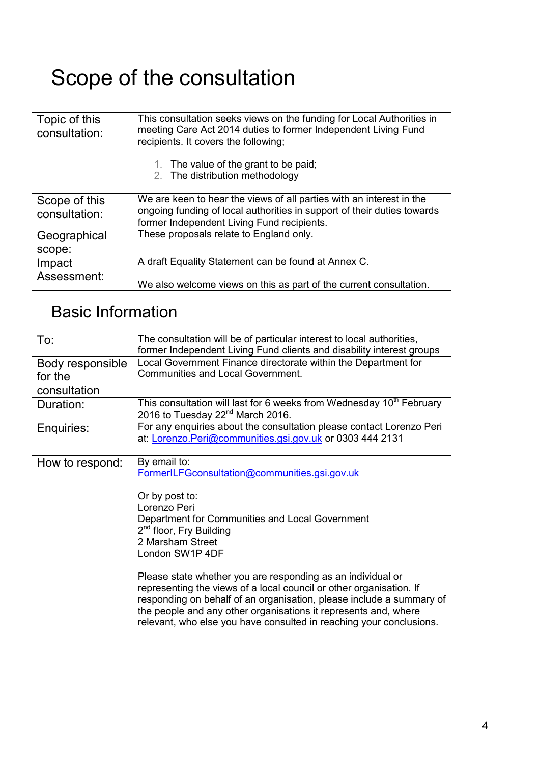# Scope of the consultation

| | |
|---|---|
| Topic of this consultation: | This consultation seeks views on the funding for Local Authorities in meeting Care Act 2014 duties to former Independent Living Fund recipients. It covers the following;<br><br>1. The value of the grant to be paid;<br>2. The distribution methodology |
| Scope of this consultation: | We are keen to hear the views of all parties with an interest in the ongoing funding of local authorities in support of their duties towards former Independent Living Fund recipients. |
| Geographical scope: | These proposals relate to England only. |
| Impact Assessment: | A draft Equality Statement can be found at Annex C.<br><br>We also welcome views on this as part of the current consultation. |

## Basic Information

| | |
|---|---|
| To: | The consultation will be of particular interest to local authorities, former Independent Living Fund clients and disability interest groups |
| Body responsible for the consultation | Local Government Finance directorate within the Department for Communities and Local Government. |
| Duration: | This consultation will last for 6 weeks from Wednesday 10th February 2016 to Tuesday 22nd March 2016. |
| Enquiries: | For any enquiries about the consultation please contact Lorenzo Peri at: Lorenzo.Peri@communities.gsi.gov.uk or 0303 444 2131 |
| How to respond: | By email to:<br>FormerILFGconsultation@communities.gsi.gov.uk<br><br>Or by post to:<br>Lorenzo Peri<br>Department for Communities and Local Government<br>2nd floor, Fry Building<br>2 Marsham Street<br>London SW1P 4DF<br><br>Please state whether you are responding as an individual or representing the views of a local council or other organisation. If responding on behalf of an organisation, please include a summary of the people and any other organisations it represents and, where relevant, who else you have consulted in reaching your conclusions. |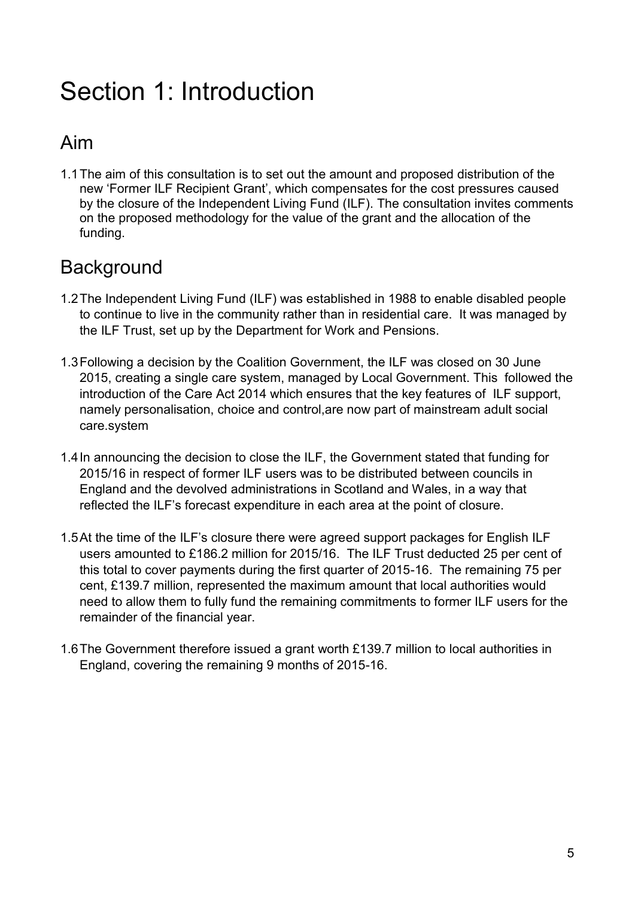# Section 1: Introduction

## Aim

1.1 The aim of this consultation is to set out the amount and proposed distribution of the new 'Former ILF Recipient Grant', which compensates for the cost pressures caused by the closure of the Independent Living Fund (ILF). The consultation invites comments on the proposed methodology for the value of the grant and the allocation of the funding.

## Background

1.2 The Independent Living Fund (ILF) was established in 1988 to enable disabled people to continue to live in the community rather than in residential care. It was managed by the ILF Trust, set up by the Department for Work and Pensions.

1.3 Following a decision by the Coalition Government, the ILF was closed on 30 June 2015, creating a single care system, managed by Local Government. This followed the introduction of the Care Act 2014 which ensures that the key features of ILF support, namely personalisation, choice and control,are now part of mainstream adult social care.system

1.4 In announcing the decision to close the ILF, the Government stated that funding for 2015/16 in respect of former ILF users was to be distributed between councils in England and the devolved administrations in Scotland and Wales, in a way that reflected the ILF's forecast expenditure in each area at the point of closure.

1.5 At the time of the ILF's closure there were agreed support packages for English ILF users amounted to £186.2 million for 2015/16. The ILF Trust deducted 25 per cent of this total to cover payments during the first quarter of 2015-16. The remaining 75 per cent, £139.7 million, represented the maximum amount that local authorities would need to allow them to fully fund the remaining commitments to former ILF users for the remainder of the financial year.

1.6 The Government therefore issued a grant worth £139.7 million to local authorities in England, covering the remaining 9 months of 2015-16.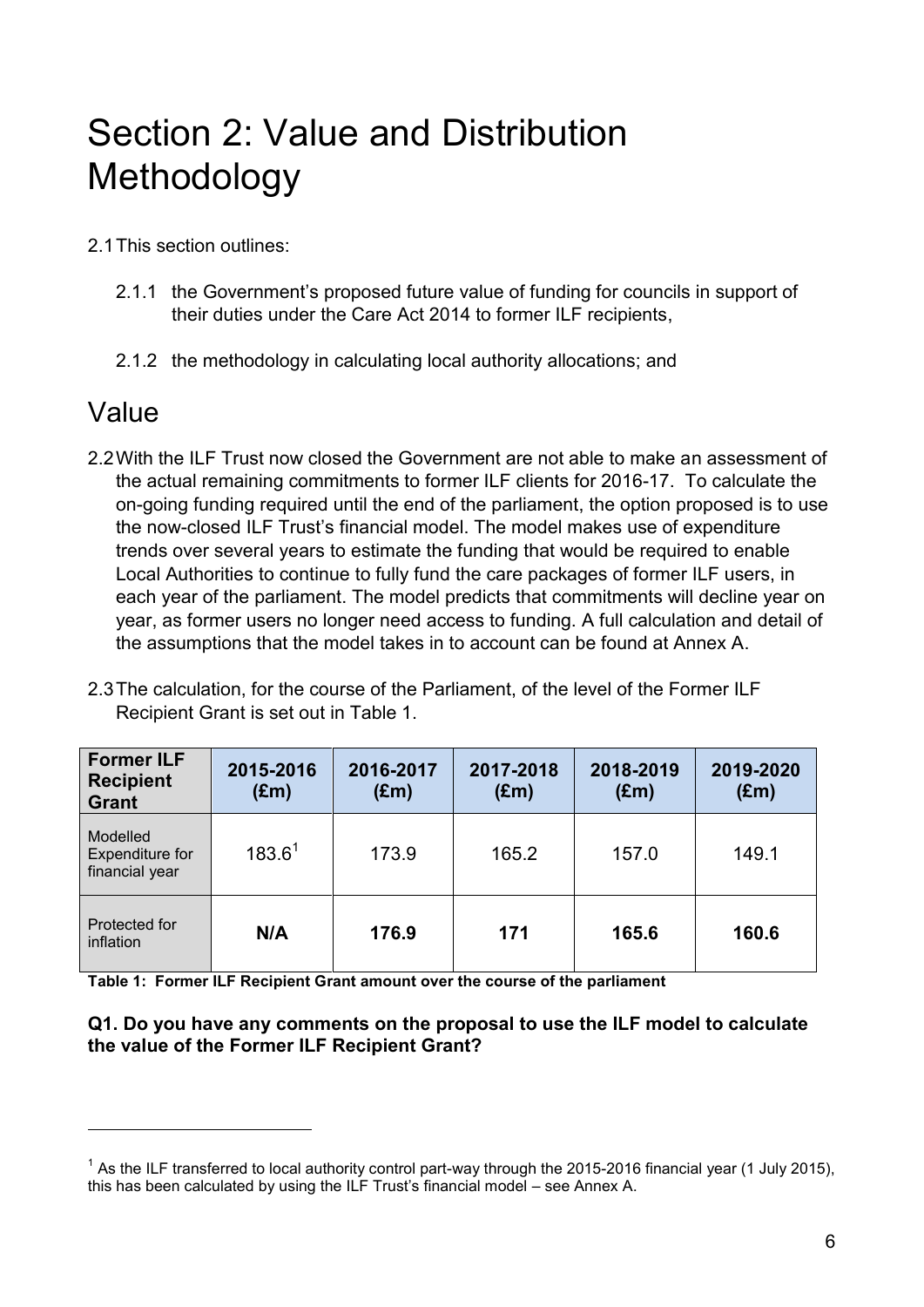# Section 2: Value and Distribution Methodology

2.1 This section outlines:

2.1.1 the Government's proposed future value of funding for councils in support of their duties under the Care Act 2014 to former ILF recipients,

2.1.2 the methodology in calculating local authority allocations; and

## Value

2.2 With the ILF Trust now closed the Government are not able to make an assessment of the actual remaining commitments to former ILF clients for 2016-17. To calculate the on-going funding required until the end of the parliament, the option proposed is to use the now-closed ILF Trust's financial model. The model makes use of expenditure trends over several years to estimate the funding that would be required to enable Local Authorities to continue to fully fund the care packages of former ILF users, in each year of the parliament. The model predicts that commitments will decline year on year, as former users no longer need access to funding. A full calculation and detail of the assumptions that the model takes in to account can be found at Annex A.

2.3 The calculation, for the course of the Parliament, of the level of the Former ILF Recipient Grant is set out in Table 1.

| Former ILF Recipient Grant | 2015-2016 (£m) | 2016-2017 (£m) | 2017-2018 (£m) | 2018-2019 (£m) | 2019-2020 (£m) |
|---|---|---|---|---|---|
| Modelled Expenditure for financial year | 183.6[1] | 173.9 | 165.2 | 157.0 | 149.1 |
| Protected for inflation | **N/A** | **176.9** | **171** | **165.6** | **160.6** |

**Table 1: Former ILF Recipient Grant amount over the course of the parliament**

**Q1. Do you have any comments on the proposal to use the ILF model to calculate the value of the Former ILF Recipient Grant?**

[1] As the ILF transferred to local authority control part-way through the 2015-2016 financial year (1 July 2015), this has been calculated by using the ILF Trust's financial model – see Annex A.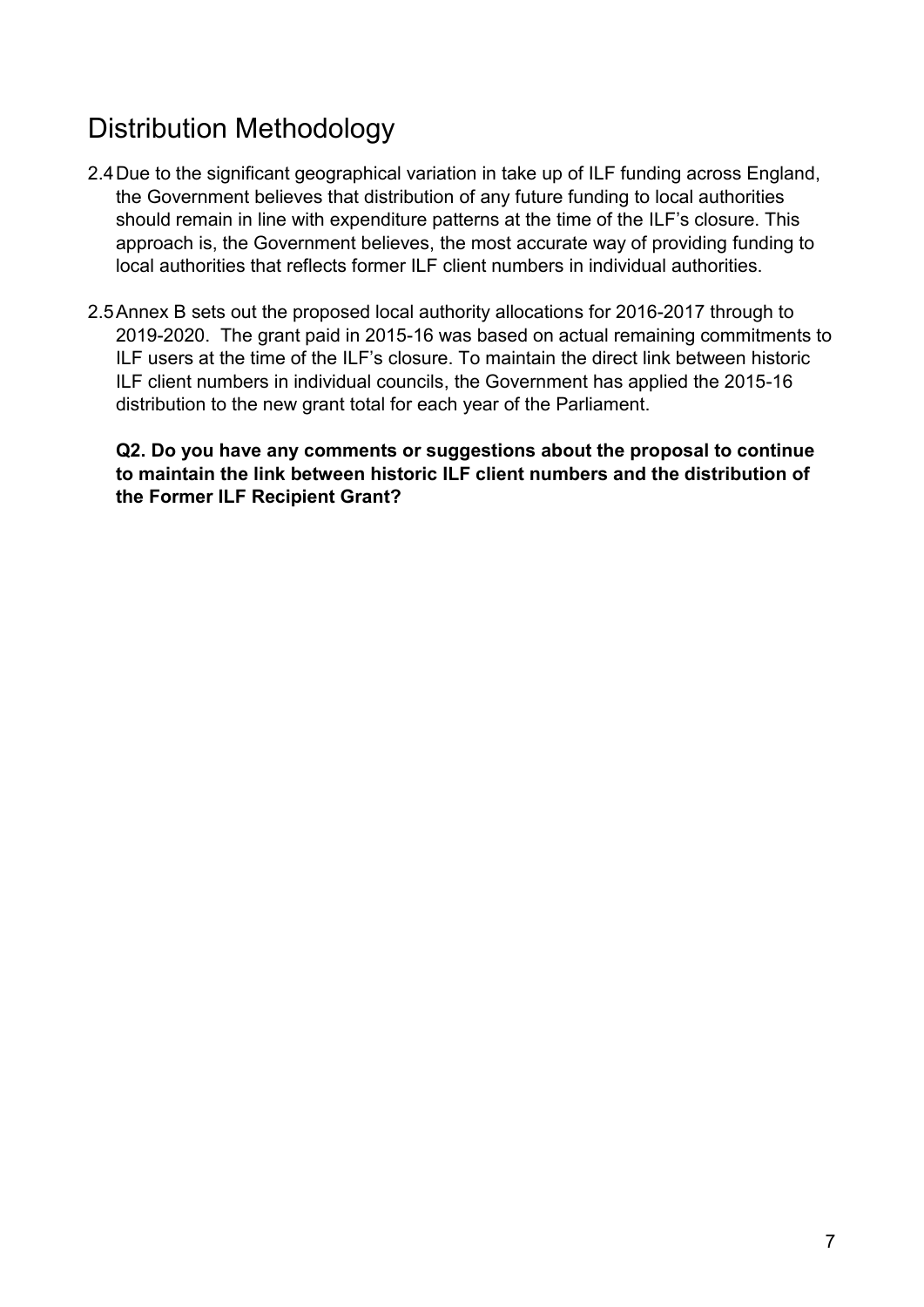## Distribution Methodology

2.4 Due to the significant geographical variation in take up of ILF funding across England, the Government believes that distribution of any future funding to local authorities should remain in line with expenditure patterns at the time of the ILF's closure. This approach is, the Government believes, the most accurate way of providing funding to local authorities that reflects former ILF client numbers in individual authorities.

2.5 Annex B sets out the proposed local authority allocations for 2016-2017 through to 2019-2020. The grant paid in 2015-16 was based on actual remaining commitments to ILF users at the time of the ILF's closure. To maintain the direct link between historic ILF client numbers in individual councils, the Government has applied the 2015-16 distribution to the new grant total for each year of the Parliament.

**Q2. Do you have any comments or suggestions about the proposal to continue to maintain the link between historic ILF client numbers and the distribution of the Former ILF Recipient Grant?**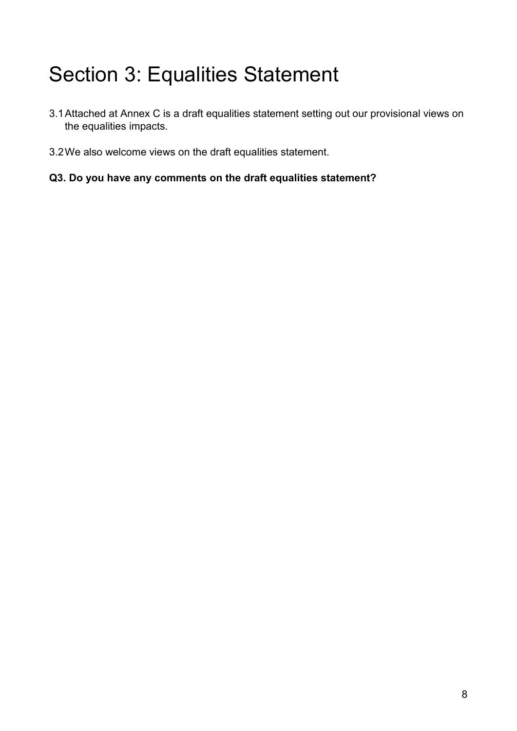# Section 3: Equalities Statement

3.1 Attached at Annex C is a draft equalities statement setting out our provisional views on the equalities impacts.

3.2 We also welcome views on the draft equalities statement.

**Q3. Do you have any comments on the draft equalities statement?**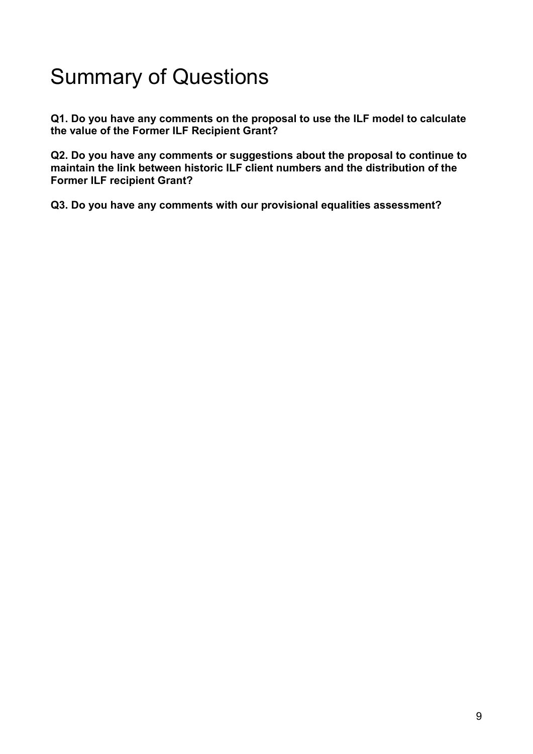# Summary of Questions

**Q1. Do you have any comments on the proposal to use the ILF model to calculate the value of the Former ILF Recipient Grant?**

**Q2. Do you have any comments or suggestions about the proposal to continue to maintain the link between historic ILF client numbers and the distribution of the Former ILF recipient Grant?**

**Q3. Do you have any comments with our provisional equalities assessment?**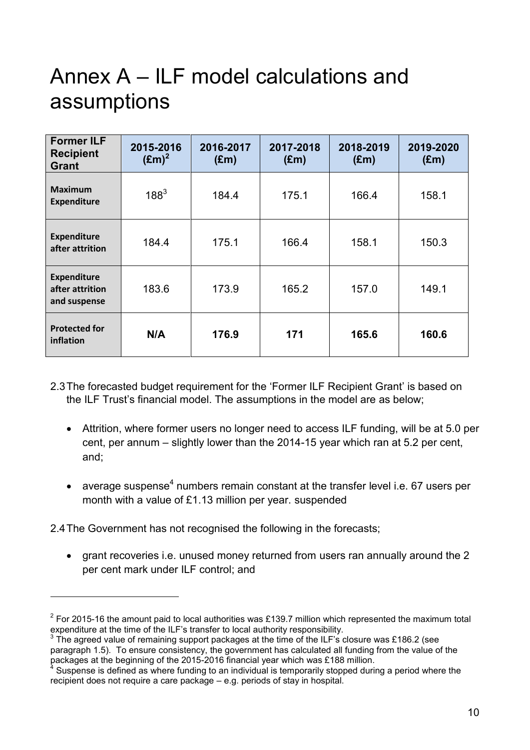# Annex A – ILF model calculations and assumptions

| Former ILF Recipient Grant | 2015-2016 (£m)[2] | 2016-2017 (£m) | 2017-2018 (£m) | 2018-2019 (£m) | 2019-2020 (£m) |
|---|---|---|---|---|---|
| **Maximum Expenditure** | 188[3] | 184.4 | 175.1 | 166.4 | 158.1 |
| **Expenditure after attrition** | 184.4 | 175.1 | 166.4 | 158.1 | 150.3 |
| **Expenditure after attrition and suspense** | 183.6 | 173.9 | 165.2 | 157.0 | 149.1 |
| **Protected for inflation** | **N/A** | **176.9** | **171** | **165.6** | **160.6** |

2.3 The forecasted budget requirement for the 'Former ILF Recipient Grant' is based on the ILF Trust's financial model. The assumptions in the model are as below;

- Attrition, where former users no longer need to access ILF funding, will be at 5.0 per cent, per annum – slightly lower than the 2014-15 year which ran at 5.2 per cent, and;

- average suspense[4] numbers remain constant at the transfer level i.e. 67 users per month with a value of £1.13 million per year. suspended

2.4 The Government has not recognised the following in the forecasts;

- grant recoveries i.e. unused money returned from users ran annually around the 2 per cent mark under ILF control; and

---

[2] For 2015-16 the amount paid to local authorities was £139.7 million which represented the maximum total expenditure at the time of the ILF's transfer to local authority responsibility.

[3] The agreed value of remaining support packages at the time of the ILF's closure was £186.2 (see paragraph 1.5). To ensure consistency, the government has calculated all funding from the value of the packages at the beginning of the 2015-2016 financial year which was £188 million.

[4] Suspense is defined as where funding to an individual is temporarily stopped during a period where the recipient does not require a care package – e.g. periods of stay in hospital.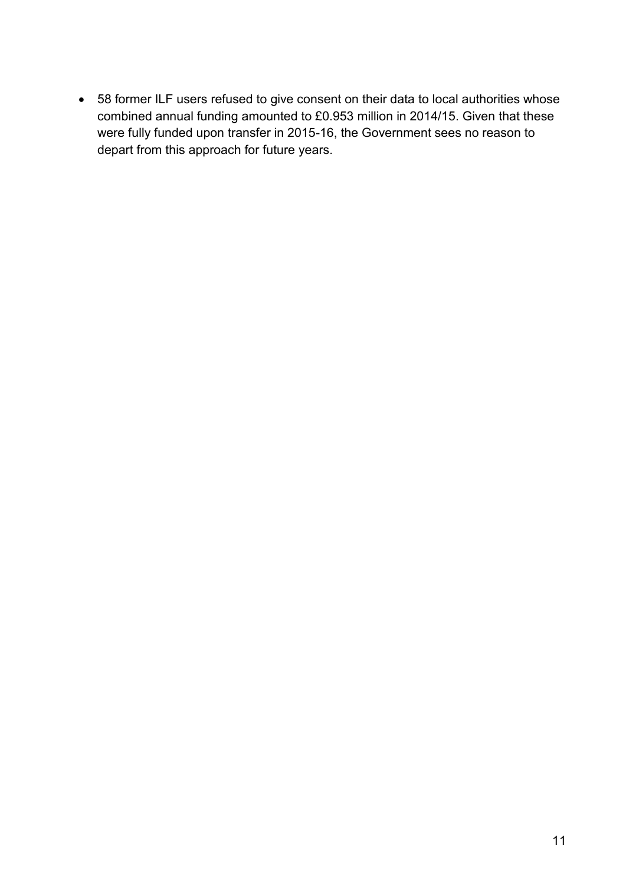- 58 former ILF users refused to give consent on their data to local authorities whose combined annual funding amounted to £0.953 million in 2014/15. Given that these were fully funded upon transfer in 2015-16, the Government sees no reason to depart from this approach for future years.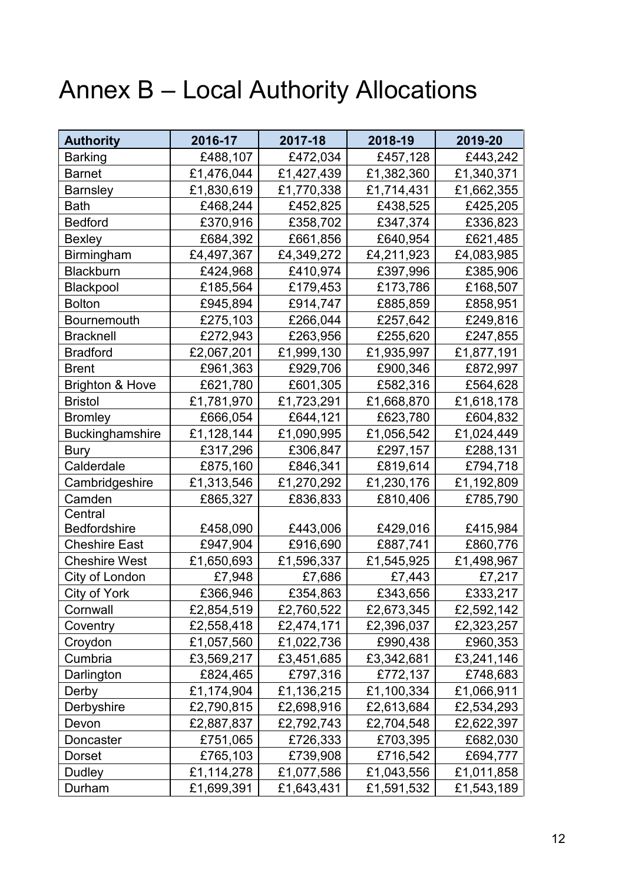# Annex B – Local Authority Allocations

| Authority | 2016-17 | 2017-18 | 2018-19 | 2019-20 |
|---|---|---|---|---|
| Barking | £488,107 | £472,034 | £457,128 | £443,242 |
| Barnet | £1,476,044 | £1,427,439 | £1,382,360 | £1,340,371 |
| Barnsley | £1,830,619 | £1,770,338 | £1,714,431 | £1,662,355 |
| Bath | £468,244 | £452,825 | £438,525 | £425,205 |
| Bedford | £370,916 | £358,702 | £347,374 | £336,823 |
| Bexley | £684,392 | £661,856 | £640,954 | £621,485 |
| Birmingham | £4,497,367 | £4,349,272 | £4,211,923 | £4,083,985 |
| Blackburn | £424,968 | £410,974 | £397,996 | £385,906 |
| Blackpool | £185,564 | £179,453 | £173,786 | £168,507 |
| Bolton | £945,894 | £914,747 | £885,859 | £858,951 |
| Bournemouth | £275,103 | £266,044 | £257,642 | £249,816 |
| Bracknell | £272,943 | £263,956 | £255,620 | £247,855 |
| Bradford | £2,067,201 | £1,999,130 | £1,935,997 | £1,877,191 |
| Brent | £961,363 | £929,706 | £900,346 | £872,997 |
| Brighton & Hove | £621,780 | £601,305 | £582,316 | £564,628 |
| Bristol | £1,781,970 | £1,723,291 | £1,668,870 | £1,618,178 |
| Bromley | £666,054 | £644,121 | £623,780 | £604,832 |
| Buckinghamshire | £1,128,144 | £1,090,995 | £1,056,542 | £1,024,449 |
| Bury | £317,296 | £306,847 | £297,157 | £288,131 |
| Calderdale | £875,160 | £846,341 | £819,614 | £794,718 |
| Cambridgeshire | £1,313,546 | £1,270,292 | £1,230,176 | £1,192,809 |
| Camden | £865,327 | £836,833 | £810,406 | £785,790 |
| Central Bedfordshire | £458,090 | £443,006 | £429,016 | £415,984 |
| Cheshire East | £947,904 | £916,690 | £887,741 | £860,776 |
| Cheshire West | £1,650,693 | £1,596,337 | £1,545,925 | £1,498,967 |
| City of London | £7,948 | £7,686 | £7,443 | £7,217 |
| City of York | £366,946 | £354,863 | £343,656 | £333,217 |
| Cornwall | £2,854,519 | £2,760,522 | £2,673,345 | £2,592,142 |
| Coventry | £2,558,418 | £2,474,171 | £2,396,037 | £2,323,257 |
| Croydon | £1,057,560 | £1,022,736 | £990,438 | £960,353 |
| Cumbria | £3,569,217 | £3,451,685 | £3,342,681 | £3,241,146 |
| Darlington | £824,465 | £797,316 | £772,137 | £748,683 |
| Derby | £1,174,904 | £1,136,215 | £1,100,334 | £1,066,911 |
| Derbyshire | £2,790,815 | £2,698,916 | £2,613,684 | £2,534,293 |
| Devon | £2,887,837 | £2,792,743 | £2,704,548 | £2,622,397 |
| Doncaster | £751,065 | £726,333 | £703,395 | £682,030 |
| Dorset | £765,103 | £739,908 | £716,542 | £694,777 |
| Dudley | £1,114,278 | £1,077,586 | £1,043,556 | £1,011,858 |
| Durham | £1,699,391 | £1,643,431 | £1,591,532 | £1,543,189 |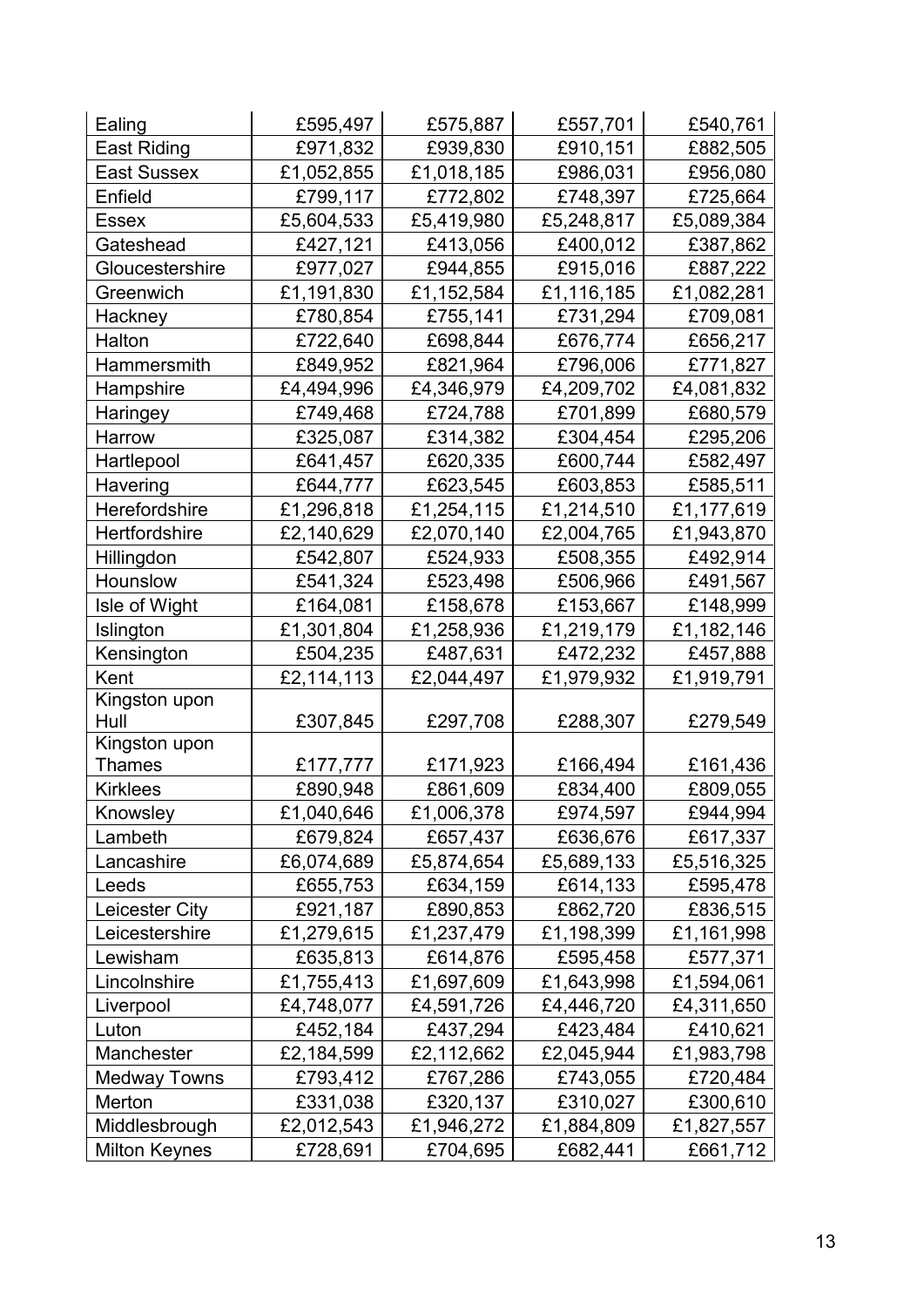| | | | | |
|---|---|---|---|---|
| Ealing | £595,497 | £575,887 | £557,701 | £540,761 |
| East Riding | £971,832 | £939,830 | £910,151 | £882,505 |
| East Sussex | £1,052,855 | £1,018,185 | £986,031 | £956,080 |
| Enfield | £799,117 | £772,802 | £748,397 | £725,664 |
| Essex | £5,604,533 | £5,419,980 | £5,248,817 | £5,089,384 |
| Gateshead | £427,121 | £413,056 | £400,012 | £387,862 |
| Gloucestershire | £977,027 | £944,855 | £915,016 | £887,222 |
| Greenwich | £1,191,830 | £1,152,584 | £1,116,185 | £1,082,281 |
| Hackney | £780,854 | £755,141 | £731,294 | £709,081 |
| Halton | £722,640 | £698,844 | £676,774 | £656,217 |
| Hammersmith | £849,952 | £821,964 | £796,006 | £771,827 |
| Hampshire | £4,494,996 | £4,346,979 | £4,209,702 | £4,081,832 |
| Haringey | £749,468 | £724,788 | £701,899 | £680,579 |
| Harrow | £325,087 | £314,382 | £304,454 | £295,206 |
| Hartlepool | £641,457 | £620,335 | £600,744 | £582,497 |
| Havering | £644,777 | £623,545 | £603,853 | £585,511 |
| Herefordshire | £1,296,818 | £1,254,115 | £1,214,510 | £1,177,619 |
| Hertfordshire | £2,140,629 | £2,070,140 | £2,004,765 | £1,943,870 |
| Hillingdon | £542,807 | £524,933 | £508,355 | £492,914 |
| Hounslow | £541,324 | £523,498 | £506,966 | £491,567 |
| Isle of Wight | £164,081 | £158,678 | £153,667 | £148,999 |
| Islington | £1,301,804 | £1,258,936 | £1,219,179 | £1,182,146 |
| Kensington | £504,235 | £487,631 | £472,232 | £457,888 |
| Kent | £2,114,113 | £2,044,497 | £1,979,932 | £1,919,791 |
| Kingston upon Hull | £307,845 | £297,708 | £288,307 | £279,549 |
| Kingston upon Thames | £177,777 | £171,923 | £166,494 | £161,436 |
| Kirklees | £890,948 | £861,609 | £834,400 | £809,055 |
| Knowsley | £1,040,646 | £1,006,378 | £974,597 | £944,994 |
| Lambeth | £679,824 | £657,437 | £636,676 | £617,337 |
| Lancashire | £6,074,689 | £5,874,654 | £5,689,133 | £5,516,325 |
| Leeds | £655,753 | £634,159 | £614,133 | £595,478 |
| Leicester City | £921,187 | £890,853 | £862,720 | £836,515 |
| Leicestershire | £1,279,615 | £1,237,479 | £1,198,399 | £1,161,998 |
| Lewisham | £635,813 | £614,876 | £595,458 | £577,371 |
| Lincolnshire | £1,755,413 | £1,697,609 | £1,643,998 | £1,594,061 |
| Liverpool | £4,748,077 | £4,591,726 | £4,446,720 | £4,311,650 |
| Luton | £452,184 | £437,294 | £423,484 | £410,621 |
| Manchester | £2,184,599 | £2,112,662 | £2,045,944 | £1,983,798 |
| Medway Towns | £793,412 | £767,286 | £743,055 | £720,484 |
| Merton | £331,038 | £320,137 | £310,027 | £300,610 |
| Middlesbrough | £2,012,543 | £1,946,272 | £1,884,809 | £1,827,557 |
| Milton Keynes | £728,691 | £704,695 | £682,441 | £661,712 |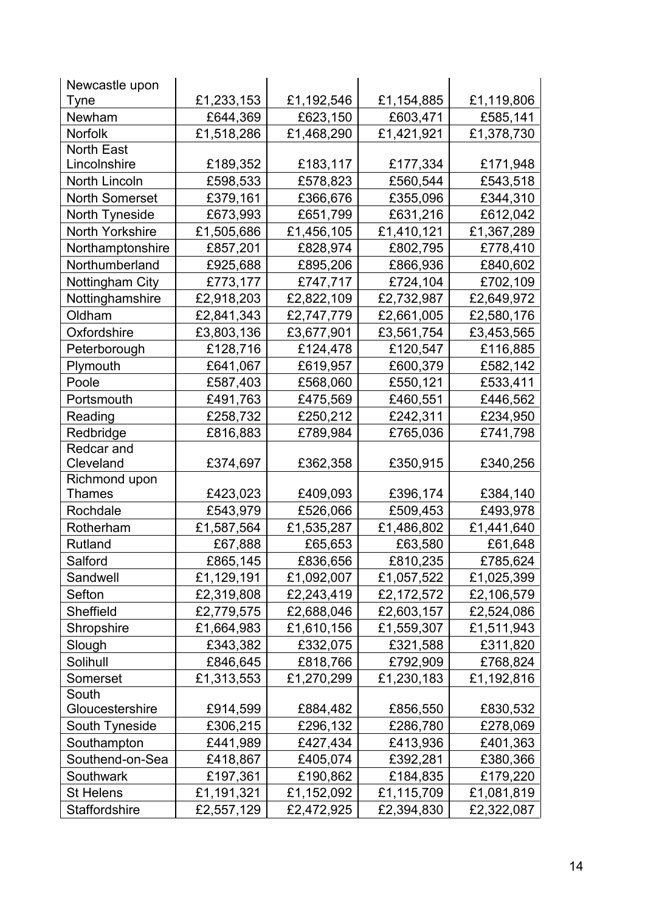| Newcastle upon Tyne | £1,233,153 | £1,192,546 | £1,154,885 | £1,119,806 |
|---|---|---|---|---|
| Newham | £644,369 | £623,150 | £603,471 | £585,141 |
| Norfolk | £1,518,286 | £1,468,290 | £1,421,921 | £1,378,730 |
| North East Lincolnshire | £189,352 | £183,117 | £177,334 | £171,948 |
| North Lincoln | £598,533 | £578,823 | £560,544 | £543,518 |
| North Somerset | £379,161 | £366,676 | £355,096 | £344,310 |
| North Tyneside | £673,993 | £651,799 | £631,216 | £612,042 |
| North Yorkshire | £1,505,686 | £1,456,105 | £1,410,121 | £1,367,289 |
| Northamptonshire | £857,201 | £828,974 | £802,795 | £778,410 |
| Northumberland | £925,688 | £895,206 | £866,936 | £840,602 |
| Nottingham City | £773,177 | £747,717 | £724,104 | £702,109 |
| Nottinghamshire | £2,918,203 | £2,822,109 | £2,732,987 | £2,649,972 |
| Oldham | £2,841,343 | £2,747,779 | £2,661,005 | £2,580,176 |
| Oxfordshire | £3,803,136 | £3,677,901 | £3,561,754 | £3,453,565 |
| Peterborough | £128,716 | £124,478 | £120,547 | £116,885 |
| Plymouth | £641,067 | £619,957 | £600,379 | £582,142 |
| Poole | £587,403 | £568,060 | £550,121 | £533,411 |
| Portsmouth | £491,763 | £475,569 | £460,551 | £446,562 |
| Reading | £258,732 | £250,212 | £242,311 | £234,950 |
| Redbridge | £816,883 | £789,984 | £765,036 | £741,798 |
| Redcar and Cleveland | £374,697 | £362,358 | £350,915 | £340,256 |
| Richmond upon Thames | £423,023 | £409,093 | £396,174 | £384,140 |
| Rochdale | £543,979 | £526,066 | £509,453 | £493,978 |
| Rotherham | £1,587,564 | £1,535,287 | £1,486,802 | £1,441,640 |
| Rutland | £67,888 | £65,653 | £63,580 | £61,648 |
| Salford | £865,145 | £836,656 | £810,235 | £785,624 |
| Sandwell | £1,129,191 | £1,092,007 | £1,057,522 | £1,025,399 |
| Sefton | £2,319,808 | £2,243,419 | £2,172,572 | £2,106,579 |
| Sheffield | £2,779,575 | £2,688,046 | £2,603,157 | £2,524,086 |
| Shropshire | £1,664,983 | £1,610,156 | £1,559,307 | £1,511,943 |
| Slough | £343,382 | £332,075 | £321,588 | £311,820 |
| Solihull | £846,645 | £818,766 | £792,909 | £768,824 |
| Somerset | £1,313,553 | £1,270,299 | £1,230,183 | £1,192,816 |
| South Gloucestershire | £914,599 | £884,482 | £856,550 | £830,532 |
| South Tyneside | £306,215 | £296,132 | £286,780 | £278,069 |
| Southampton | £441,989 | £427,434 | £413,936 | £401,363 |
| Southend-on-Sea | £418,867 | £405,074 | £392,281 | £380,366 |
| Southwark | £197,361 | £190,862 | £184,835 | £179,220 |
| St Helens | £1,191,321 | £1,152,092 | £1,115,709 | £1,081,819 |
| Staffordshire | £2,557,129 | £2,472,925 | £2,394,830 | £2,322,087 |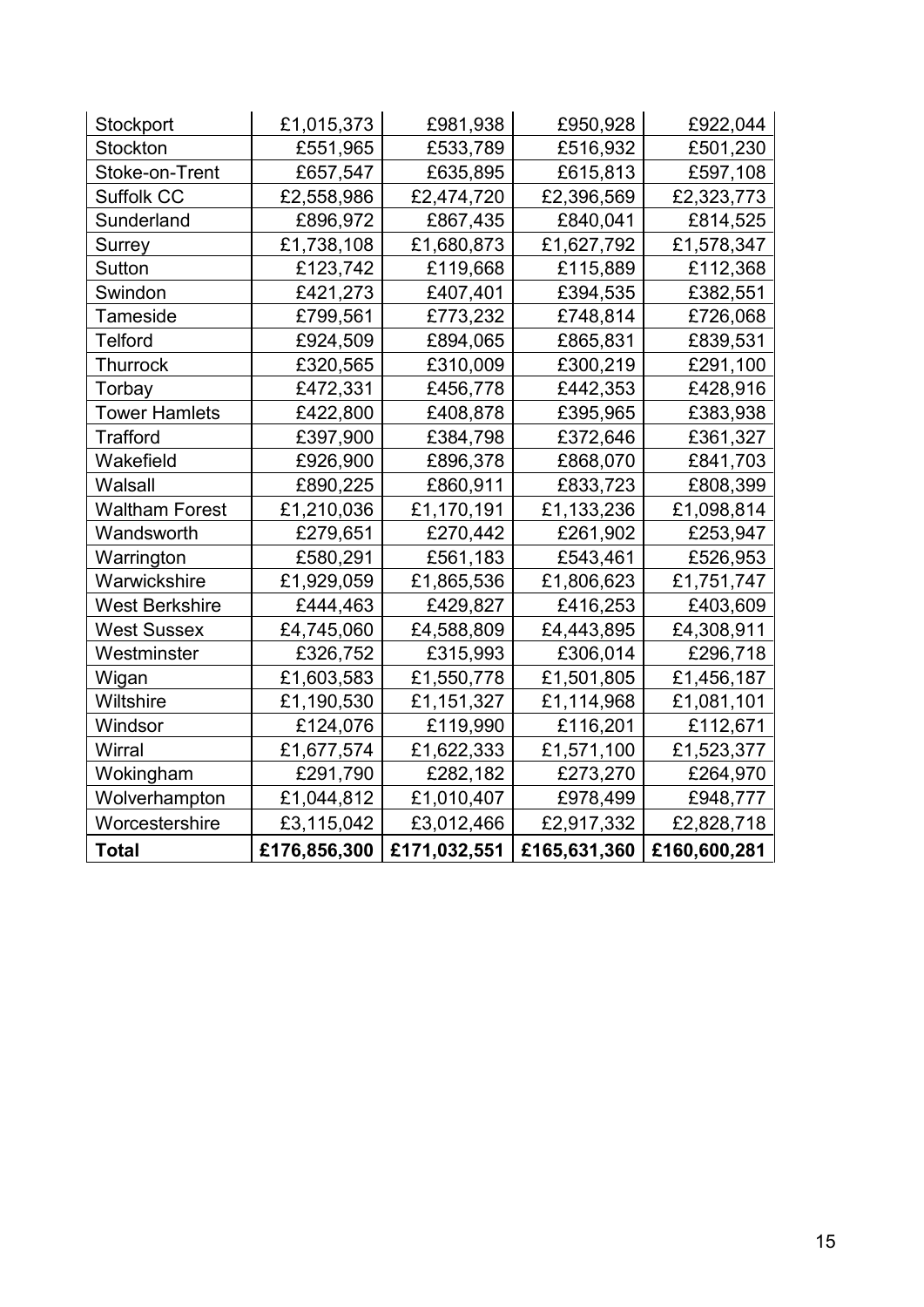| | | | | |
|---|---|---|---|---|
| Stockport | £1,015,373 | £981,938 | £950,928 | £922,044 |
| Stockton | £551,965 | £533,789 | £516,932 | £501,230 |
| Stoke-on-Trent | £657,547 | £635,895 | £615,813 | £597,108 |
| Suffolk CC | £2,558,986 | £2,474,720 | £2,396,569 | £2,323,773 |
| Sunderland | £896,972 | £867,435 | £840,041 | £814,525 |
| Surrey | £1,738,108 | £1,680,873 | £1,627,792 | £1,578,347 |
| Sutton | £123,742 | £119,668 | £115,889 | £112,368 |
| Swindon | £421,273 | £407,401 | £394,535 | £382,551 |
| Tameside | £799,561 | £773,232 | £748,814 | £726,068 |
| Telford | £924,509 | £894,065 | £865,831 | £839,531 |
| Thurrock | £320,565 | £310,009 | £300,219 | £291,100 |
| Torbay | £472,331 | £456,778 | £442,353 | £428,916 |
| Tower Hamlets | £422,800 | £408,878 | £395,965 | £383,938 |
| Trafford | £397,900 | £384,798 | £372,646 | £361,327 |
| Wakefield | £926,900 | £896,378 | £868,070 | £841,703 |
| Walsall | £890,225 | £860,911 | £833,723 | £808,399 |
| Waltham Forest | £1,210,036 | £1,170,191 | £1,133,236 | £1,098,814 |
| Wandsworth | £279,651 | £270,442 | £261,902 | £253,947 |
| Warrington | £580,291 | £561,183 | £543,461 | £526,953 |
| Warwickshire | £1,929,059 | £1,865,536 | £1,806,623 | £1,751,747 |
| West Berkshire | £444,463 | £429,827 | £416,253 | £403,609 |
| West Sussex | £4,745,060 | £4,588,809 | £4,443,895 | £4,308,911 |
| Westminster | £326,752 | £315,993 | £306,014 | £296,718 |
| Wigan | £1,603,583 | £1,550,778 | £1,501,805 | £1,456,187 |
| Wiltshire | £1,190,530 | £1,151,327 | £1,114,968 | £1,081,101 |
| Windsor | £124,076 | £119,990 | £116,201 | £112,671 |
| Wirral | £1,677,574 | £1,622,333 | £1,571,100 | £1,523,377 |
| Wokingham | £291,790 | £282,182 | £273,270 | £264,970 |
| Wolverhampton | £1,044,812 | £1,010,407 | £978,499 | £948,777 |
| Worcestershire | £3,115,042 | £3,012,466 | £2,917,332 | £2,828,718 |
| **Total** | **£176,856,300** | **£171,032,551** | **£165,631,360** | **£160,600,281** |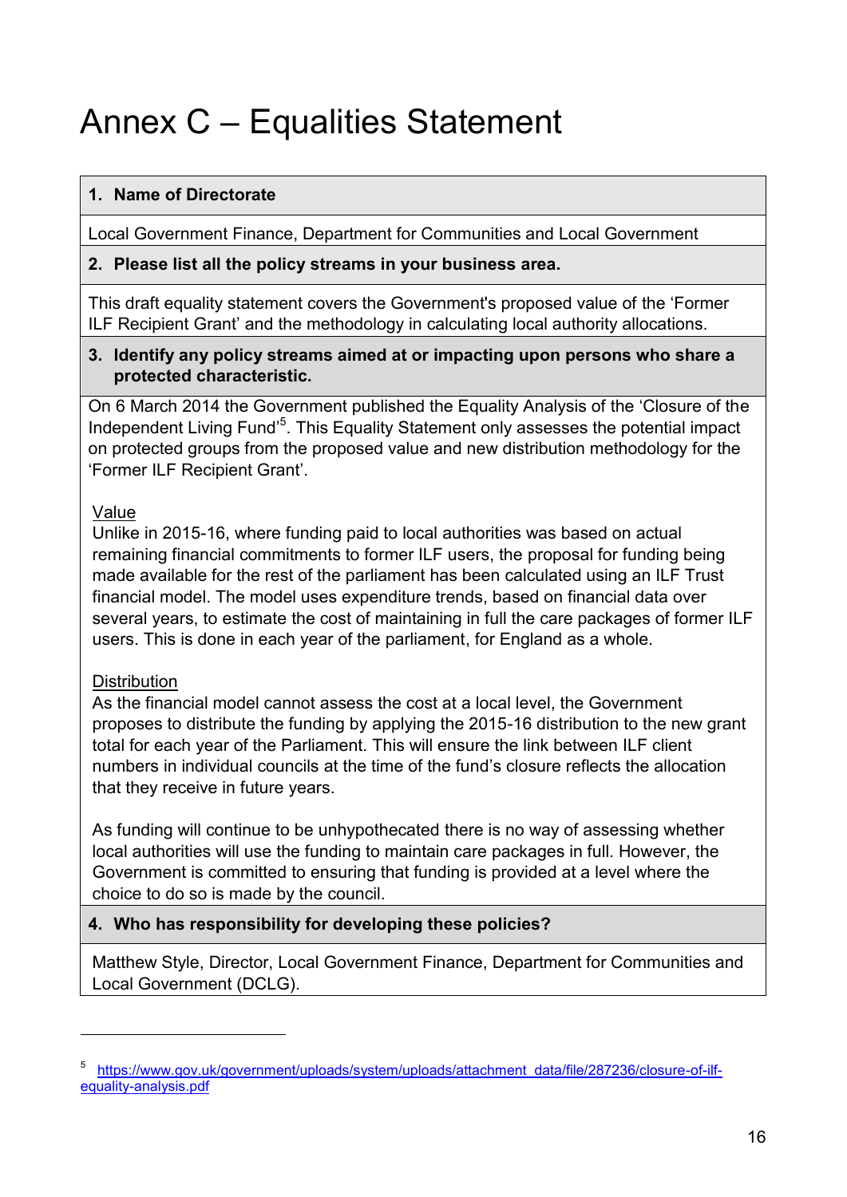# Annex C – Equalities Statement

**1. Name of Directorate**

Local Government Finance, Department for Communities and Local Government

**2. Please list all the policy streams in your business area.**

This draft equality statement covers the Government's proposed value of the 'Former ILF Recipient Grant' and the methodology in calculating local authority allocations.

**3. Identify any policy streams aimed at or impacting upon persons who share a protected characteristic.**

On 6 March 2014 the Government published the Equality Analysis of the 'Closure of the Independent Living Fund'[5]. This Equality Statement only assesses the potential impact on protected groups from the proposed value and new distribution methodology for the 'Former ILF Recipient Grant'.

Value

Unlike in 2015-16, where funding paid to local authorities was based on actual remaining financial commitments to former ILF users, the proposal for funding being made available for the rest of the parliament has been calculated using an ILF Trust financial model. The model uses expenditure trends, based on financial data over several years, to estimate the cost of maintaining in full the care packages of former ILF users. This is done in each year of the parliament, for England as a whole.

Distribution

As the financial model cannot assess the cost at a local level, the Government proposes to distribute the funding by applying the 2015-16 distribution to the new grant total for each year of the Parliament. This will ensure the link between ILF client numbers in individual councils at the time of the fund's closure reflects the allocation that they receive in future years.

As funding will continue to be unhypothecated there is no way of assessing whether local authorities will use the funding to maintain care packages in full. However, the Government is committed to ensuring that funding is provided at a level where the choice to do so is made by the council.

**4. Who has responsibility for developing these policies?**

Matthew Style, Director, Local Government Finance, Department for Communities and Local Government (DCLG).

---

[5] https://www.gov.uk/government/uploads/system/uploads/attachment_data/file/287236/closure-of-ilf-equality-analysis.pdf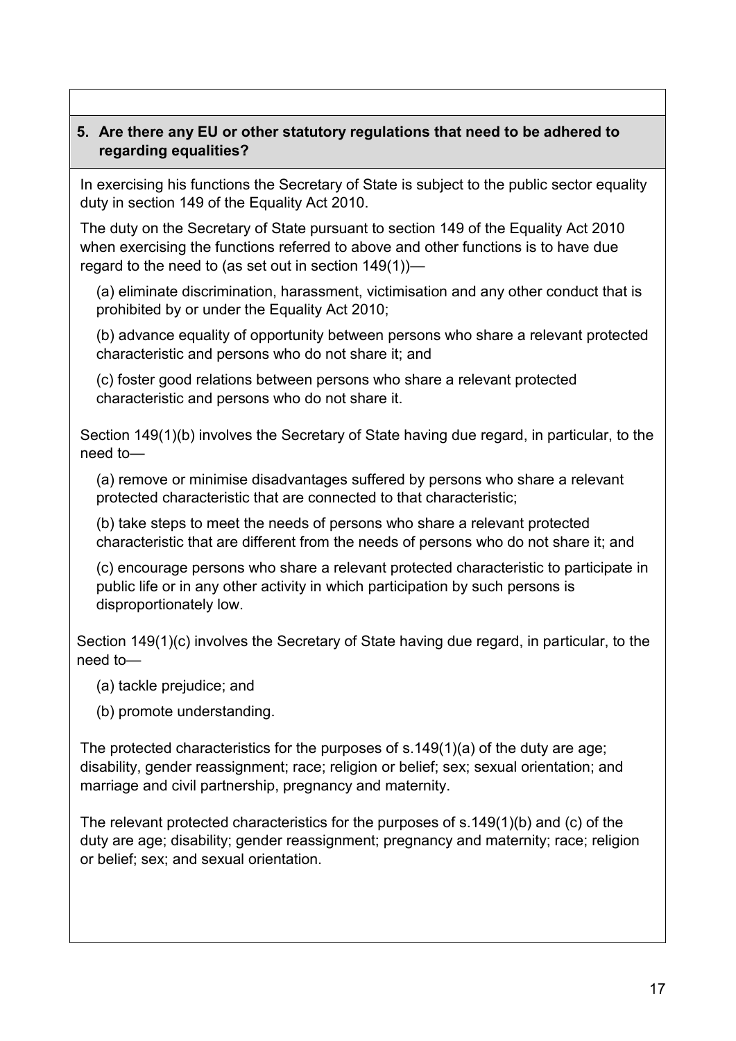**5. Are there any EU or other statutory regulations that need to be adhered to regarding equalities?**

In exercising his functions the Secretary of State is subject to the public sector equality duty in section 149 of the Equality Act 2010.

The duty on the Secretary of State pursuant to section 149 of the Equality Act 2010 when exercising the functions referred to above and other functions is to have due regard to the need to (as set out in section 149(1))—

(a) eliminate discrimination, harassment, victimisation and any other conduct that is prohibited by or under the Equality Act 2010;

(b) advance equality of opportunity between persons who share a relevant protected characteristic and persons who do not share it; and

(c) foster good relations between persons who share a relevant protected characteristic and persons who do not share it.

Section 149(1)(b) involves the Secretary of State having due regard, in particular, to the need to—

(a) remove or minimise disadvantages suffered by persons who share a relevant protected characteristic that are connected to that characteristic;

(b) take steps to meet the needs of persons who share a relevant protected characteristic that are different from the needs of persons who do not share it; and

(c) encourage persons who share a relevant protected characteristic to participate in public life or in any other activity in which participation by such persons is disproportionately low.

Section 149(1)(c) involves the Secretary of State having due regard, in particular, to the need to—

(a) tackle prejudice; and

(b) promote understanding.

The protected characteristics for the purposes of s.149(1)(a) of the duty are age; disability, gender reassignment; race; religion or belief; sex; sexual orientation; and marriage and civil partnership, pregnancy and maternity.

The relevant protected characteristics for the purposes of s.149(1)(b) and (c) of the duty are age; disability; gender reassignment; pregnancy and maternity; race; religion or belief; sex; and sexual orientation.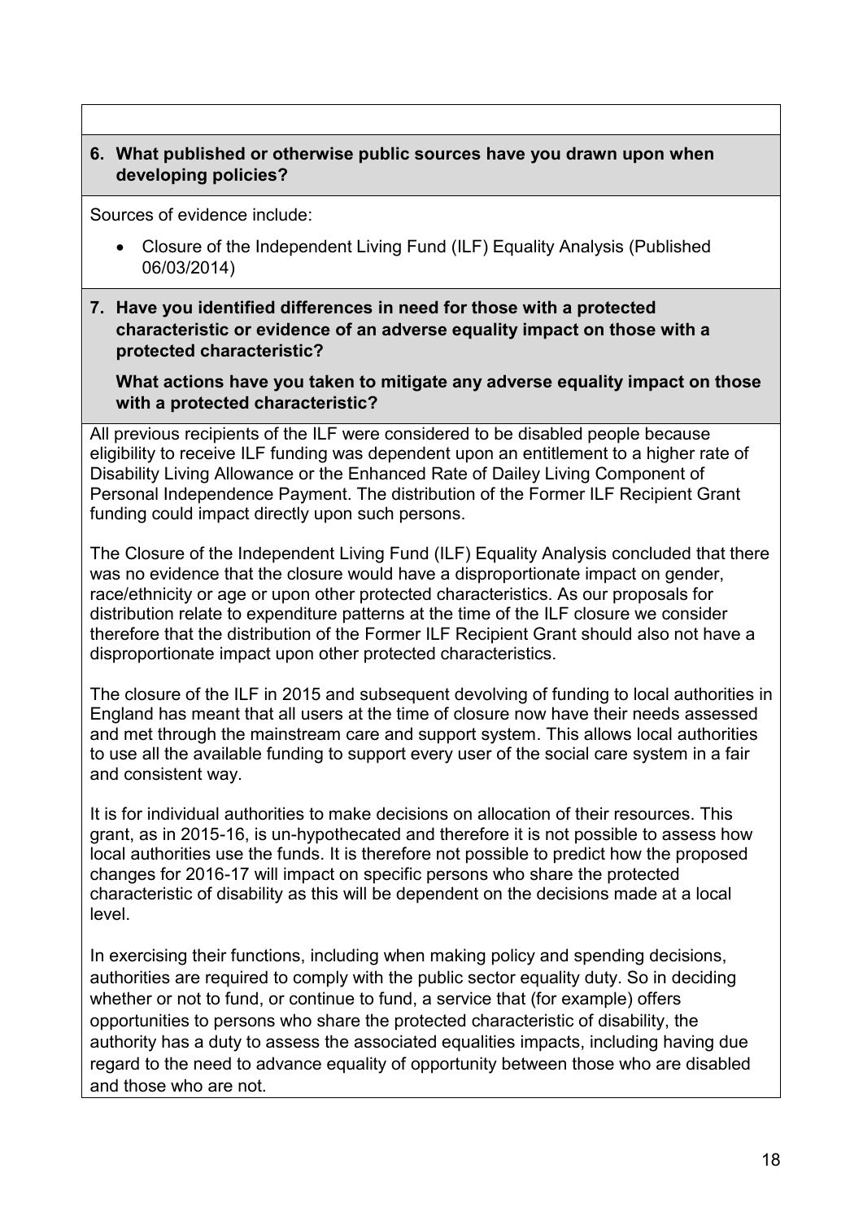**6. What published or otherwise public sources have you drawn upon when developing policies?**

Sources of evidence include:

- Closure of the Independent Living Fund (ILF) Equality Analysis (Published 06/03/2014)

**7. Have you identified differences in need for those with a protected characteristic or evidence of an adverse equality impact on those with a protected characteristic?**

**What actions have you taken to mitigate any adverse equality impact on those with a protected characteristic?**

All previous recipients of the ILF were considered to be disabled people because eligibility to receive ILF funding was dependent upon an entitlement to a higher rate of Disability Living Allowance or the Enhanced Rate of Dailey Living Component of Personal Independence Payment. The distribution of the Former ILF Recipient Grant funding could impact directly upon such persons.

The Closure of the Independent Living Fund (ILF) Equality Analysis concluded that there was no evidence that the closure would have a disproportionate impact on gender, race/ethnicity or age or upon other protected characteristics. As our proposals for distribution relate to expenditure patterns at the time of the ILF closure we consider therefore that the distribution of the Former ILF Recipient Grant should also not have a disproportionate impact upon other protected characteristics.

The closure of the ILF in 2015 and subsequent devolving of funding to local authorities in England has meant that all users at the time of closure now have their needs assessed and met through the mainstream care and support system. This allows local authorities to use all the available funding to support every user of the social care system in a fair and consistent way.

It is for individual authorities to make decisions on allocation of their resources. This grant, as in 2015-16, is un-hypothecated and therefore it is not possible to assess how local authorities use the funds. It is therefore not possible to predict how the proposed changes for 2016-17 will impact on specific persons who share the protected characteristic of disability as this will be dependent on the decisions made at a local level.

In exercising their functions, including when making policy and spending decisions, authorities are required to comply with the public sector equality duty. So in deciding whether or not to fund, or continue to fund, a service that (for example) offers opportunities to persons who share the protected characteristic of disability, the authority has a duty to assess the associated equalities impacts, including having due regard to the need to advance equality of opportunity between those who are disabled and those who are not.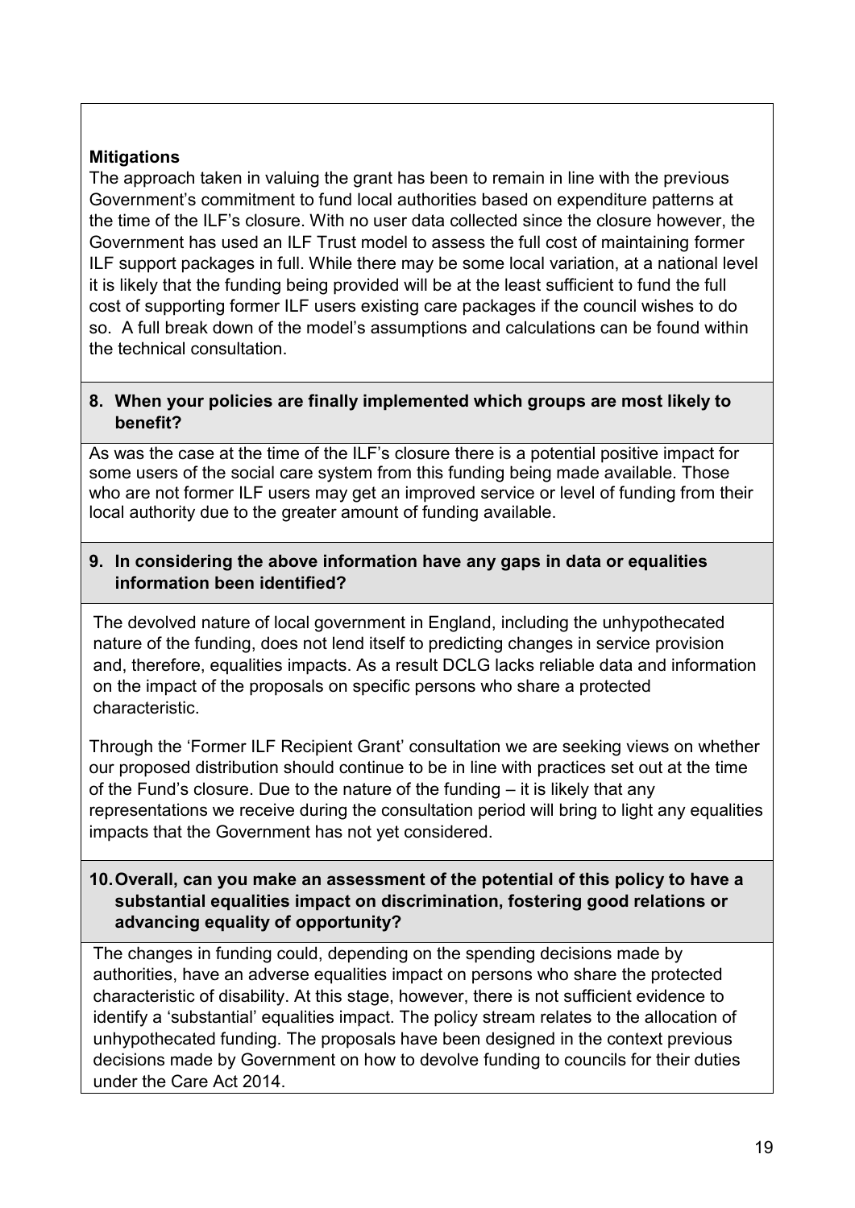**Mitigations**

The approach taken in valuing the grant has been to remain in line with the previous Government's commitment to fund local authorities based on expenditure patterns at the time of the ILF's closure. With no user data collected since the closure however, the Government has used an ILF Trust model to assess the full cost of maintaining former ILF support packages in full. While there may be some local variation, at a national level it is likely that the funding being provided will be at the least sufficient to fund the full cost of supporting former ILF users existing care packages if the council wishes to do so. A full break down of the model's assumptions and calculations can be found within the technical consultation.

**8. When your policies are finally implemented which groups are most likely to benefit?**

As was the case at the time of the ILF's closure there is a potential positive impact for some users of the social care system from this funding being made available. Those who are not former ILF users may get an improved service or level of funding from their local authority due to the greater amount of funding available.

**9. In considering the above information have any gaps in data or equalities information been identified?**

The devolved nature of local government in England, including the unhypothecated nature of the funding, does not lend itself to predicting changes in service provision and, therefore, equalities impacts. As a result DCLG lacks reliable data and information on the impact of the proposals on specific persons who share a protected characteristic.

Through the 'Former ILF Recipient Grant' consultation we are seeking views on whether our proposed distribution should continue to be in line with practices set out at the time of the Fund's closure. Due to the nature of the funding – it is likely that any representations we receive during the consultation period will bring to light any equalities impacts that the Government has not yet considered.

**10. Overall, can you make an assessment of the potential of this policy to have a substantial equalities impact on discrimination, fostering good relations or advancing equality of opportunity?**

The changes in funding could, depending on the spending decisions made by authorities, have an adverse equalities impact on persons who share the protected characteristic of disability. At this stage, however, there is not sufficient evidence to identify a 'substantial' equalities impact. The policy stream relates to the allocation of unhypothecated funding. The proposals have been designed in the context previous decisions made by Government on how to devolve funding to councils for their duties under the Care Act 2014.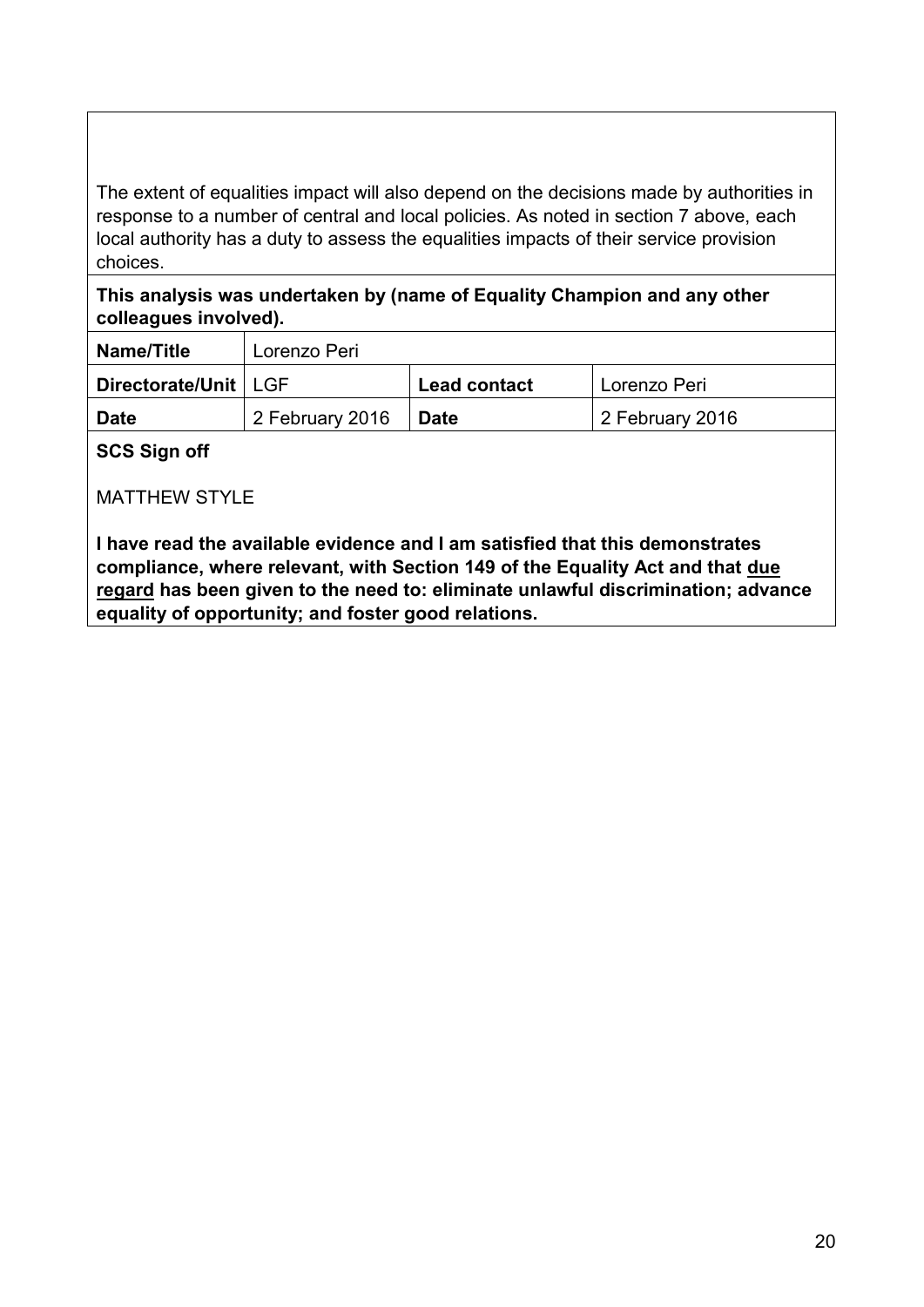The extent of equalities impact will also depend on the decisions made by authorities in response to a number of central and local policies. As noted in section 7 above, each local authority has a duty to assess the equalities impacts of their service provision choices.

**This analysis was undertaken by (name of Equality Champion and any other colleagues involved).**

| **Name/Title** | Lorenzo Peri | | |
|---|---|---|---|
| **Directorate/Unit** | LGF | **Lead contact** | Lorenzo Peri |
| **Date** | 2 February 2016 | **Date** | 2 February 2016 |

**SCS Sign off**

MATTHEW STYLE

**I have read the available evidence and I am satisfied that this demonstrates compliance, where relevant, with Section 149 of the Equality Act and that <u>due regard</u> has been given to the need to: eliminate unlawful discrimination; advance equality of opportunity; and foster good relations.**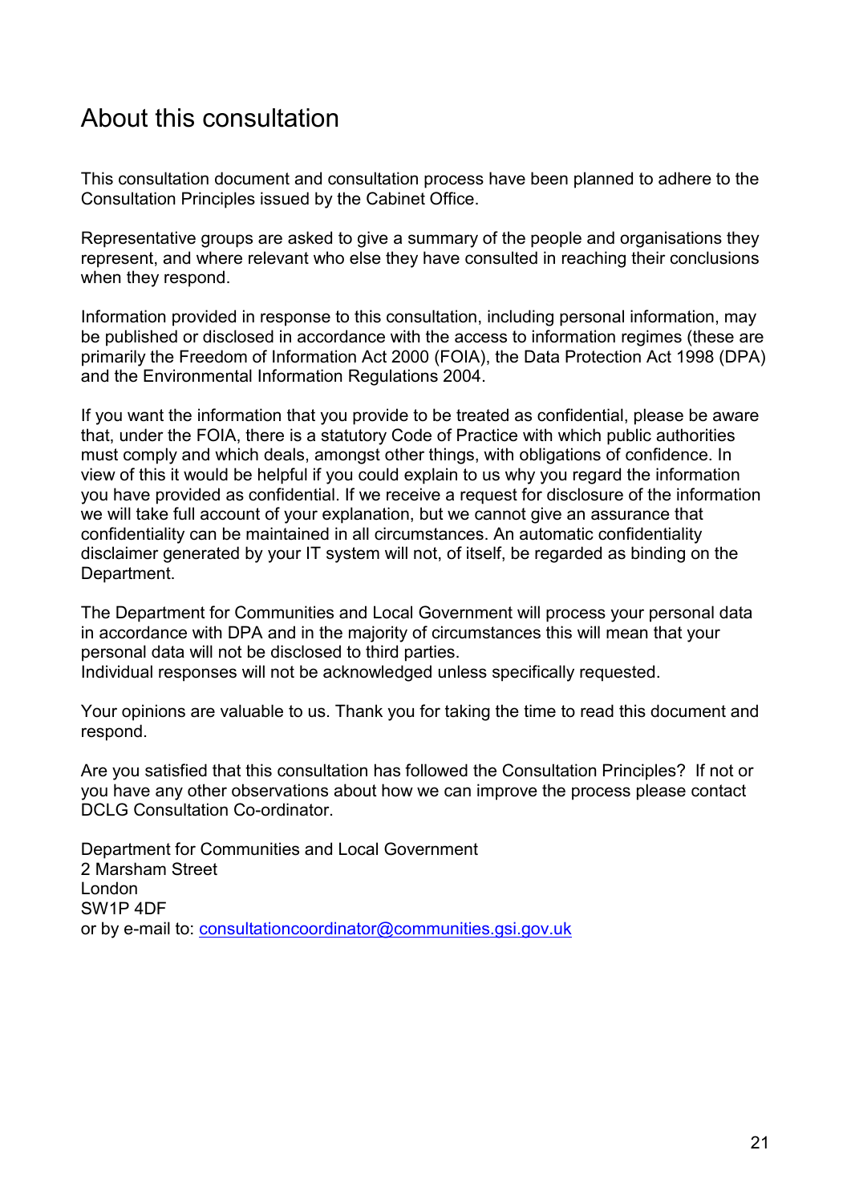# About this consultation

This consultation document and consultation process have been planned to adhere to the Consultation Principles issued by the Cabinet Office.

Representative groups are asked to give a summary of the people and organisations they represent, and where relevant who else they have consulted in reaching their conclusions when they respond.

Information provided in response to this consultation, including personal information, may be published or disclosed in accordance with the access to information regimes (these are primarily the Freedom of Information Act 2000 (FOIA), the Data Protection Act 1998 (DPA) and the Environmental Information Regulations 2004.

If you want the information that you provide to be treated as confidential, please be aware that, under the FOIA, there is a statutory Code of Practice with which public authorities must comply and which deals, amongst other things, with obligations of confidence. In view of this it would be helpful if you could explain to us why you regard the information you have provided as confidential. If we receive a request for disclosure of the information we will take full account of your explanation, but we cannot give an assurance that confidentiality can be maintained in all circumstances. An automatic confidentiality disclaimer generated by your IT system will not, of itself, be regarded as binding on the Department.

The Department for Communities and Local Government will process your personal data in accordance with DPA and in the majority of circumstances this will mean that your personal data will not be disclosed to third parties.
Individual responses will not be acknowledged unless specifically requested.

Your opinions are valuable to us. Thank you for taking the time to read this document and respond.

Are you satisfied that this consultation has followed the Consultation Principles? If not or you have any other observations about how we can improve the process please contact DCLG Consultation Co-ordinator.

Department for Communities and Local Government
2 Marsham Street
London
SW1P 4DF
or by e-mail to: consultationcoordinator@communities.gsi.gov.uk